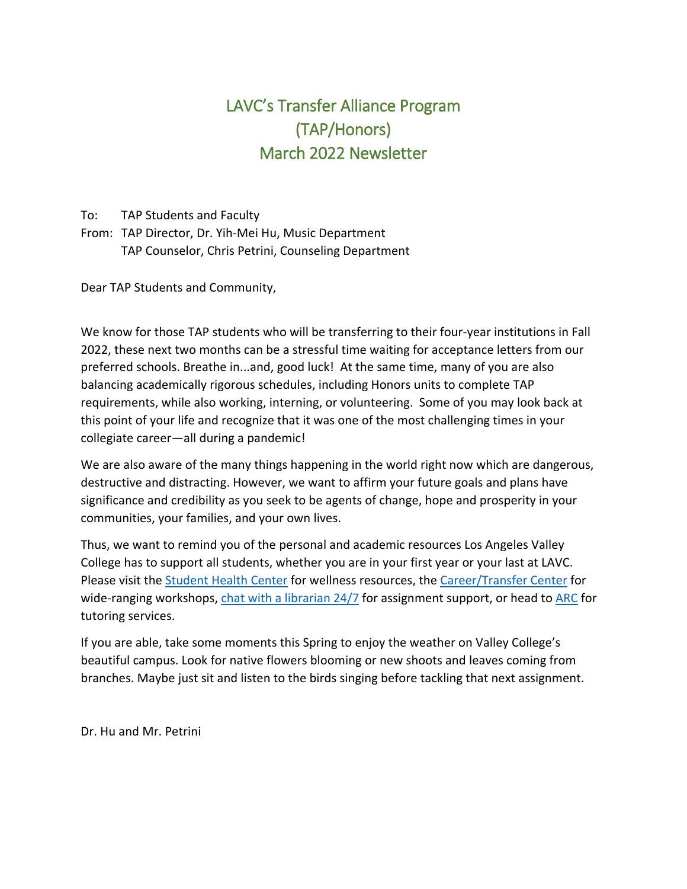# LAVC's Transfer Alliance Program (TAP/Honors) March 2022 Newsletter

To: TAP Students and Faculty

From: TAP Director, Dr. Yih-Mei Hu, Music Department
TAP Counselor, Chris Petrini, Counseling Department

Dear TAP Students and Community,

We know for those TAP students who will be transferring to their four-year institutions in Fall 2022, these next two months can be a stressful time waiting for acceptance letters from our preferred schools. Breathe in...and, good luck! At the same time, many of you are also balancing academically rigorous schedules, including Honors units to complete TAP requirements, while also working, interning, or volunteering. Some of you may look back at this point of your life and recognize that it was one of the most challenging times in your collegiate career—all during a pandemic!

We are also aware of the many things happening in the world right now which are dangerous, destructive and distracting. However, we want to affirm your future goals and plans have significance and credibility as you seek to be agents of change, hope and prosperity in your communities, your families, and your own lives.

Thus, we want to remind you of the personal and academic resources Los Angeles Valley College has to support all students, whether you are in your first year or your last at LAVC. Please visit the Student Health Center for wellness resources, the Career/Transfer Center for wide-ranging workshops, chat with a librarian 24/7 for assignment support, or head to ARC for tutoring services.

If you are able, take some moments this Spring to enjoy the weather on Valley College's beautiful campus. Look for native flowers blooming or new shoots and leaves coming from branches. Maybe just sit and listen to the birds singing before tackling that next assignment.

Dr. Hu and Mr. Petrini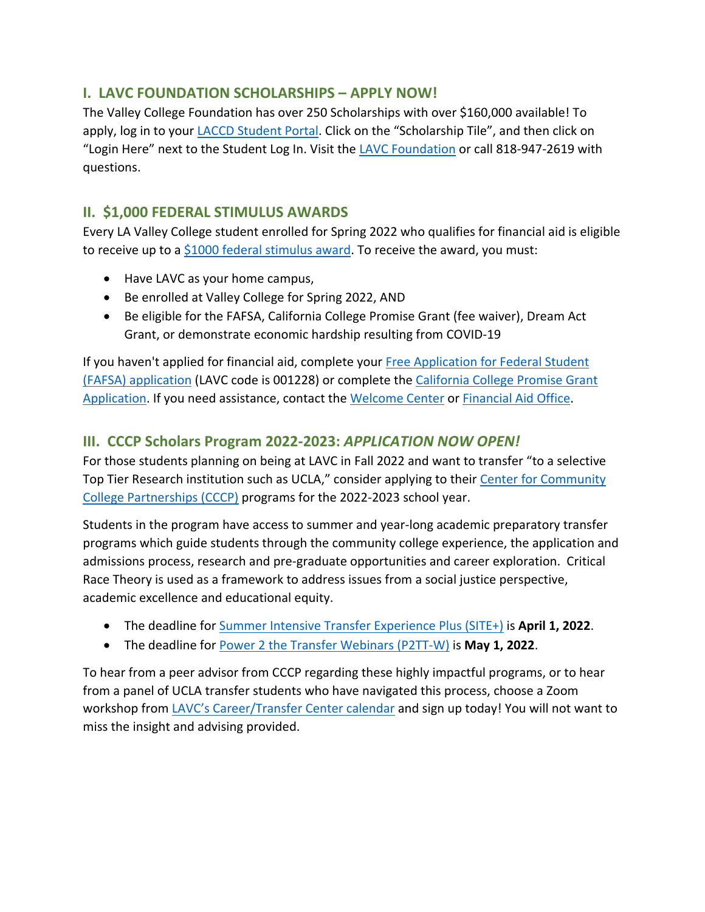## I. LAVC FOUNDATION SCHOLARSHIPS – APPLY NOW!

The Valley College Foundation has over 250 Scholarships with over $160,000 available! To apply, log in to your LACCD Student Portal. Click on the "Scholarship Tile", and then click on "Login Here" next to the Student Log In. Visit the LAVC Foundation or call 818-947-2619 with questions.

## II. $1,000 FEDERAL STIMULUS AWARDS

Every LA Valley College student enrolled for Spring 2022 who qualifies for financial aid is eligible to receive up to a $1000 federal stimulus award. To receive the award, you must:

- Have LAVC as your home campus,
- Be enrolled at Valley College for Spring 2022, AND
- Be eligible for the FAFSA, California College Promise Grant (fee waiver), Dream Act Grant, or demonstrate economic hardship resulting from COVID-19

If you haven't applied for financial aid, complete your Free Application for Federal Student (FAFSA) application (LAVC code is 001228) or complete the California College Promise Grant Application. If you need assistance, contact the Welcome Center or Financial Aid Office.

## III. CCCP Scholars Program 2022-2023: *APPLICATION NOW OPEN!*

For those students planning on being at LAVC in Fall 2022 and want to transfer "to a selective Top Tier Research institution such as UCLA," consider applying to their Center for Community College Partnerships (CCCP) programs for the 2022-2023 school year.

Students in the program have access to summer and year-long academic preparatory transfer programs which guide students through the community college experience, the application and admissions process, research and pre-graduate opportunities and career exploration. Critical Race Theory is used as a framework to address issues from a social justice perspective, academic excellence and educational equity.

- The deadline for Summer Intensive Transfer Experience Plus (SITE+) is **April 1, 2022**.
- The deadline for Power 2 the Transfer Webinars (P2TT-W) is **May 1, 2022**.

To hear from a peer advisor from CCCP regarding these highly impactful programs, or to hear from a panel of UCLA transfer students who have navigated this process, choose a Zoom workshop from LAVC's Career/Transfer Center calendar and sign up today! You will not want to miss the insight and advising provided.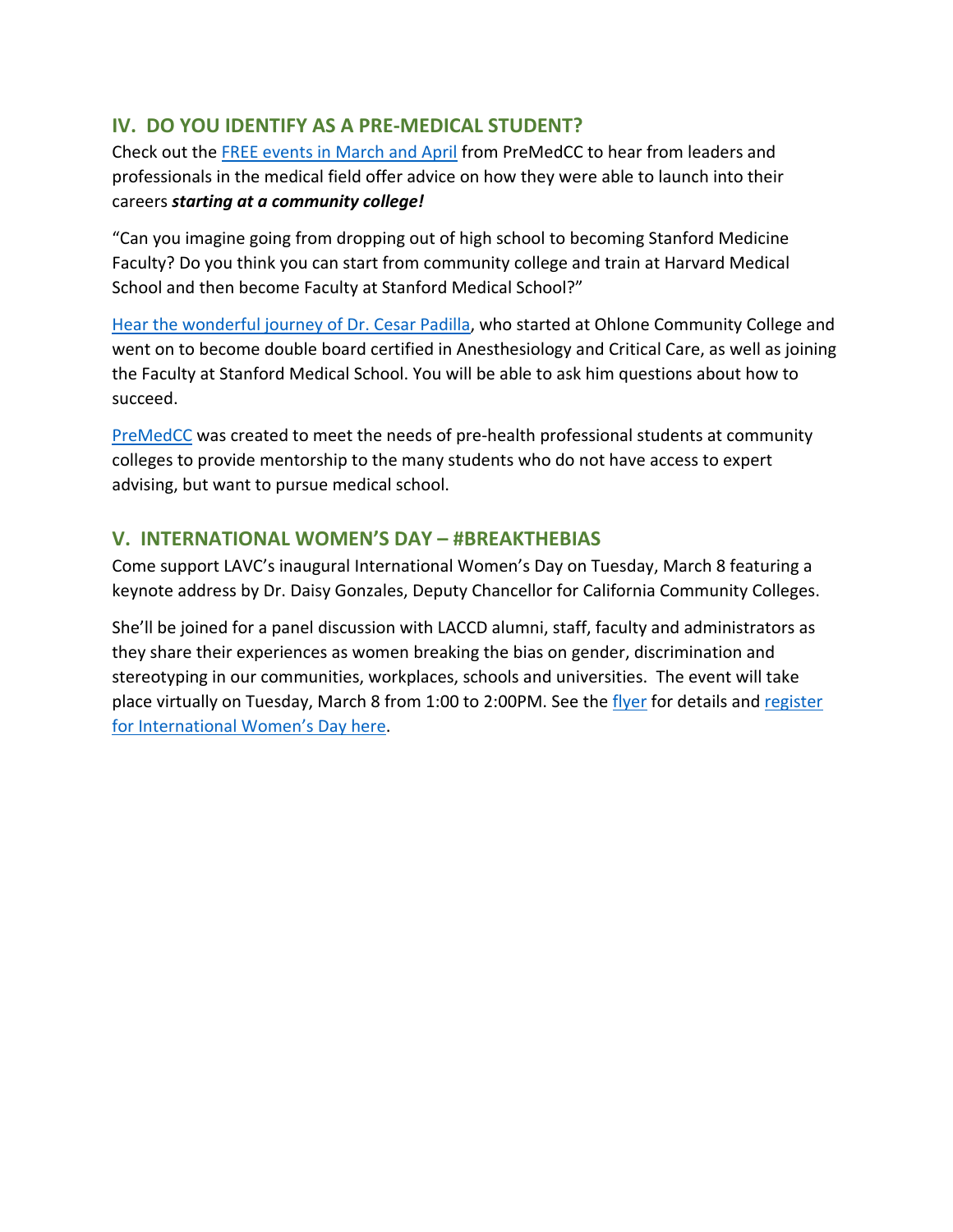## IV. DO YOU IDENTIFY AS A PRE-MEDICAL STUDENT?

Check out the FREE events in March and April from PreMedCC to hear from leaders and professionals in the medical field offer advice on how they were able to launch into their careers ***starting at a community college!***

"Can you imagine going from dropping out of high school to becoming Stanford Medicine Faculty? Do you think you can start from community college and train at Harvard Medical School and then become Faculty at Stanford Medical School?"

Hear the wonderful journey of Dr. Cesar Padilla, who started at Ohlone Community College and went on to become double board certified in Anesthesiology and Critical Care, as well as joining the Faculty at Stanford Medical School. You will be able to ask him questions about how to succeed.

PreMedCC was created to meet the needs of pre-health professional students at community colleges to provide mentorship to the many students who do not have access to expert advising, but want to pursue medical school.

## V. INTERNATIONAL WOMEN'S DAY – #BREAKTHEBIAS

Come support LAVC's inaugural International Women's Day on Tuesday, March 8 featuring a keynote address by Dr. Daisy Gonzales, Deputy Chancellor for California Community Colleges.

She'll be joined for a panel discussion with LACCD alumni, staff, faculty and administrators as they share their experiences as women breaking the bias on gender, discrimination and stereotyping in our communities, workplaces, schools and universities. The event will take place virtually on Tuesday, March 8 from 1:00 to 2:00PM. See the flyer for details and register for International Women's Day here.